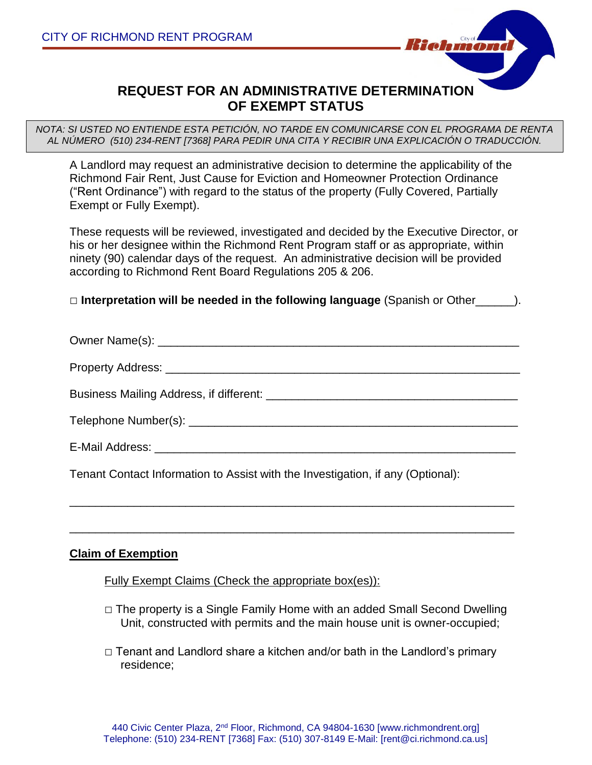CITY OF RICHMOND RENT PROGRAM

# REQUEST FOR AN ADMINISTRATIVE DETERMINATION OF EXEMPT STATUS

*NOTA: SI USTED NO ENTIENDE ESTA PETICIÓN, NO TARDE EN COMUNICARSE CON EL PROGRAMA DE RENTA AL NÚMERO (510) 234-RENT [7368] PARA PEDIR UNA CITA Y RECIBIR UNA EXPLICACIÓN O TRADUCCIÓN.*

A Landlord may request an administrative decision to determine the applicability of the Richmond Fair Rent, Just Cause for Eviction and Homeowner Protection Ordinance ("Rent Ordinance") with regard to the status of the property (Fully Covered, Partially Exempt or Fully Exempt).

These requests will be reviewed, investigated and decided by the Executive Director, or his or her designee within the Richmond Rent Program staff or as appropriate, within ninety (90) calendar days of the request. An administrative decision will be provided according to Richmond Rent Board Regulations 205 & 206.

□ **Interpretation will be needed in the following language** (Spanish or Other______).

Owner Name(s): ____________________________________________________________

Property Address: __________________________________________________________

Business Mailing Address, if different: _________________________________________

Telephone Number(s): _______________________________________________________

E-Mail Address: ____________________________________________________________

Tenant Contact Information to Assist with the Investigation, if any (Optional):

______________________________________________________________________

______________________________________________________________________

**Claim of Exemption**

Fully Exempt Claims (Check the appropriate box(es)):

□ The property is a Single Family Home with an added Small Second Dwelling Unit, constructed with permits and the main house unit is owner-occupied;

□ Tenant and Landlord share a kitchen and/or bath in the Landlord's primary residence;

440 Civic Center Plaza, 2nd Floor, Richmond, CA 94804-1630 [www.richmondrent.org]
Telephone: (510) 234-RENT [7368] Fax: (510) 307-8149 E-Mail: [rent@ci.richmond.ca.us]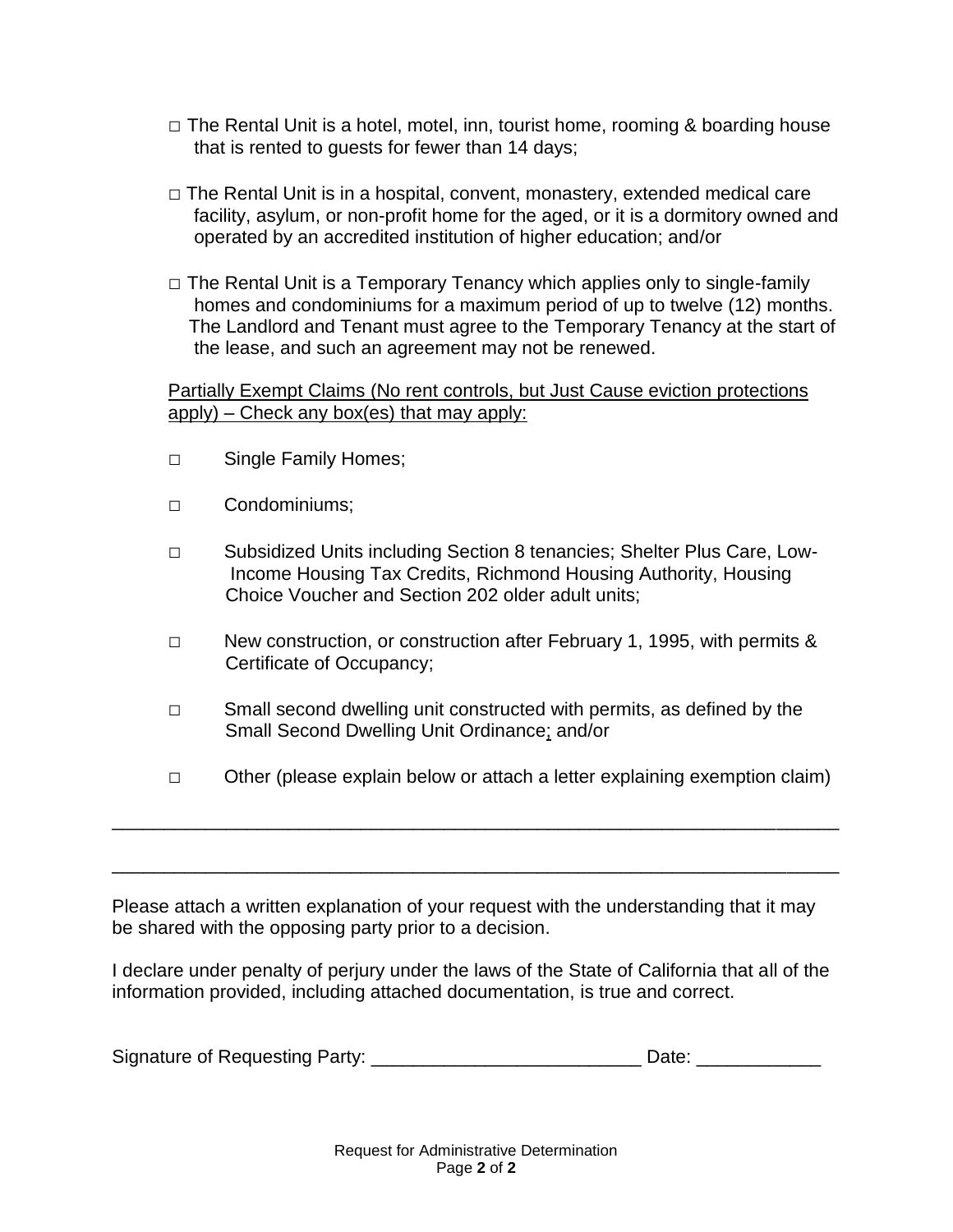- □ The Rental Unit is a hotel, motel, inn, tourist home, rooming & boarding house that is rented to guests for fewer than 14 days;

- □ The Rental Unit is in a hospital, convent, monastery, extended medical care facility, asylum, or non-profit home for the aged, or it is a dormitory owned and operated by an accredited institution of higher education; and/or

- □ The Rental Unit is a Temporary Tenancy which applies only to single-family homes and condominiums for a maximum period of up to twelve (12) months. The Landlord and Tenant must agree to the Temporary Tenancy at the start of the lease, and such an agreement may not be renewed.

<u>Partially Exempt Claims (No rent controls, but Just Cause eviction protections apply) – Check any box(es) that may apply:</u>

- □ Single Family Homes;

- □ Condominiums;

- □ Subsidized Units including Section 8 tenancies; Shelter Plus Care, Low-Income Housing Tax Credits, Richmond Housing Authority, Housing Choice Voucher and Section 202 older adult units;

- □ New construction, or construction after February 1, 1995, with permits & Certificate of Occupancy;

- □ Small second dwelling unit constructed with permits, as defined by the Small Second Dwelling Unit Ordinance; and/or

- □ Other (please explain below or attach a letter explaining exemption claim)

\_\_\_\_\_\_\_\_\_\_\_\_\_\_\_\_\_\_\_\_\_\_\_\_\_\_\_\_\_\_\_\_\_\_\_\_\_\_\_\_\_\_\_\_\_\_\_\_\_\_\_\_\_\_\_\_\_\_\_\_\_\_\_\_\_\_\_\_\_\_

\_\_\_\_\_\_\_\_\_\_\_\_\_\_\_\_\_\_\_\_\_\_\_\_\_\_\_\_\_\_\_\_\_\_\_\_\_\_\_\_\_\_\_\_\_\_\_\_\_\_\_\_\_\_\_\_\_\_\_\_\_\_\_\_\_\_\_\_\_\_

Please attach a written explanation of your request with the understanding that it may be shared with the opposing party prior to a decision.

I declare under penalty of perjury under the laws of the State of California that all of the information provided, including attached documentation, is true and correct.

Signature of Requesting Party: \_\_\_\_\_\_\_\_\_\_\_\_\_\_\_\_\_\_\_\_\_\_\_\_\_\_ Date: \_\_\_\_\_\_\_\_\_\_\_\_

Request for Administrative Determination